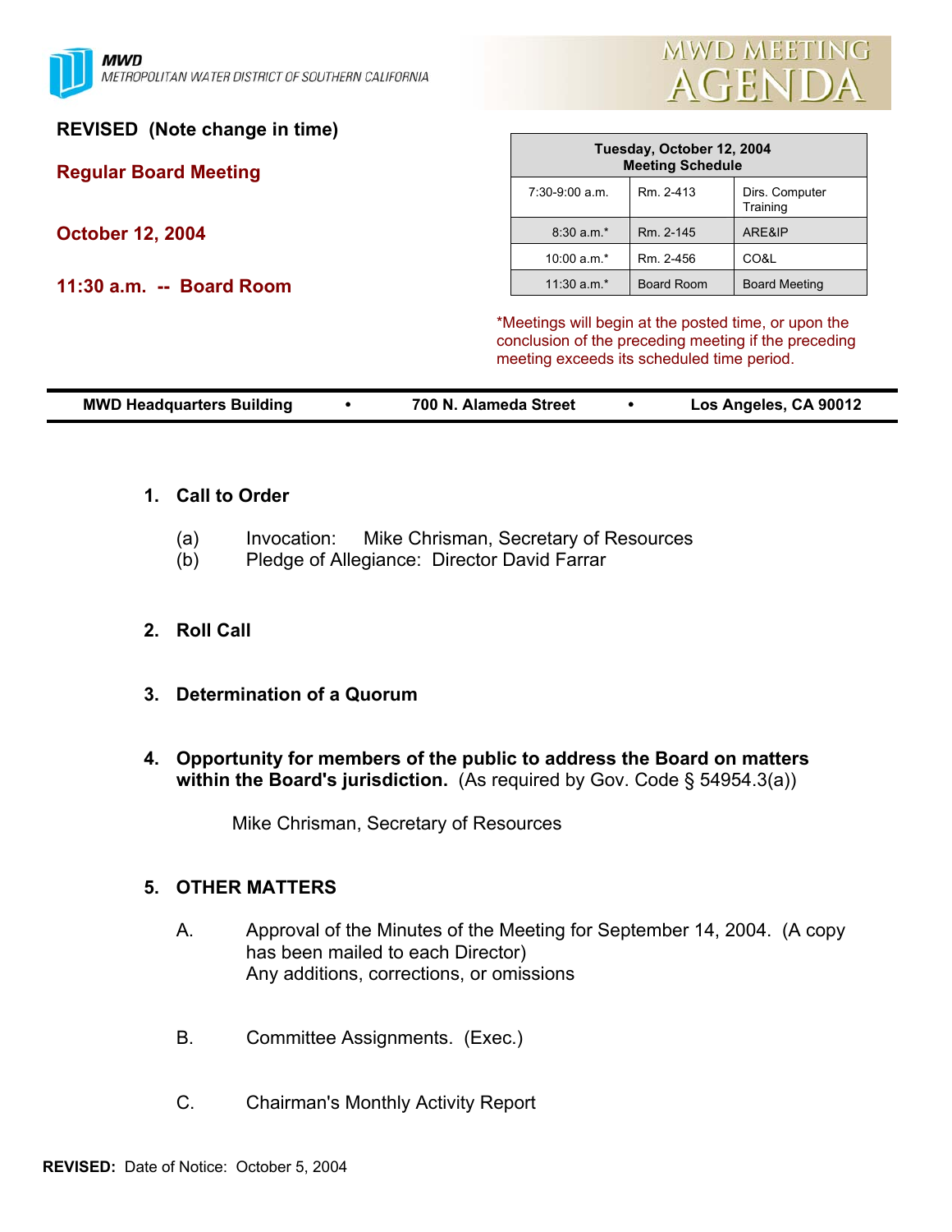MWD
METROPOLITAN WATER DISTRICT OF SOUTHERN CALIFORNIA

# MWD MEETING AGENDA

**REVISED (Note change in time)**

**Regular Board Meeting**

**October 12, 2004**

**11:30 a.m. -- Board Room**

| Tuesday, October 12, 2004 Meeting Schedule | | |
|---|---|---|
| 7:30-9:00 a.m. | Rm. 2-413 | Dirs. Computer Training |
| 8:30 a.m.* | Rm. 2-145 | ARE&IP |
| 10:00 a.m.* | Rm. 2-456 | CO&L |
| 11:30 a.m.* | Board Room | Board Meeting |

*Meetings will begin at the posted time, or upon the conclusion of the preceding meeting if the preceding meeting exceeds its scheduled time period.

**MWD Headquarters Building • 700 N. Alameda Street • Los Angeles, CA 90012**

1. **Call to Order**

   (a) Invocation: Mike Chrisman, Secretary of Resources
   (b) Pledge of Allegiance: Director David Farrar

2. **Roll Call**

3. **Determination of a Quorum**

4. **Opportunity for members of the public to address the Board on matters within the Board's jurisdiction.** (As required by Gov. Code § 54954.3(a))

   Mike Chrisman, Secretary of Resources

5. **OTHER MATTERS**

   A. Approval of the Minutes of the Meeting for September 14, 2004. (A copy has been mailed to each Director)
   Any additions, corrections, or omissions

   B. Committee Assignments. (Exec.)

   C. Chairman's Monthly Activity Report

**REVISED:** Date of Notice: October 5, 2004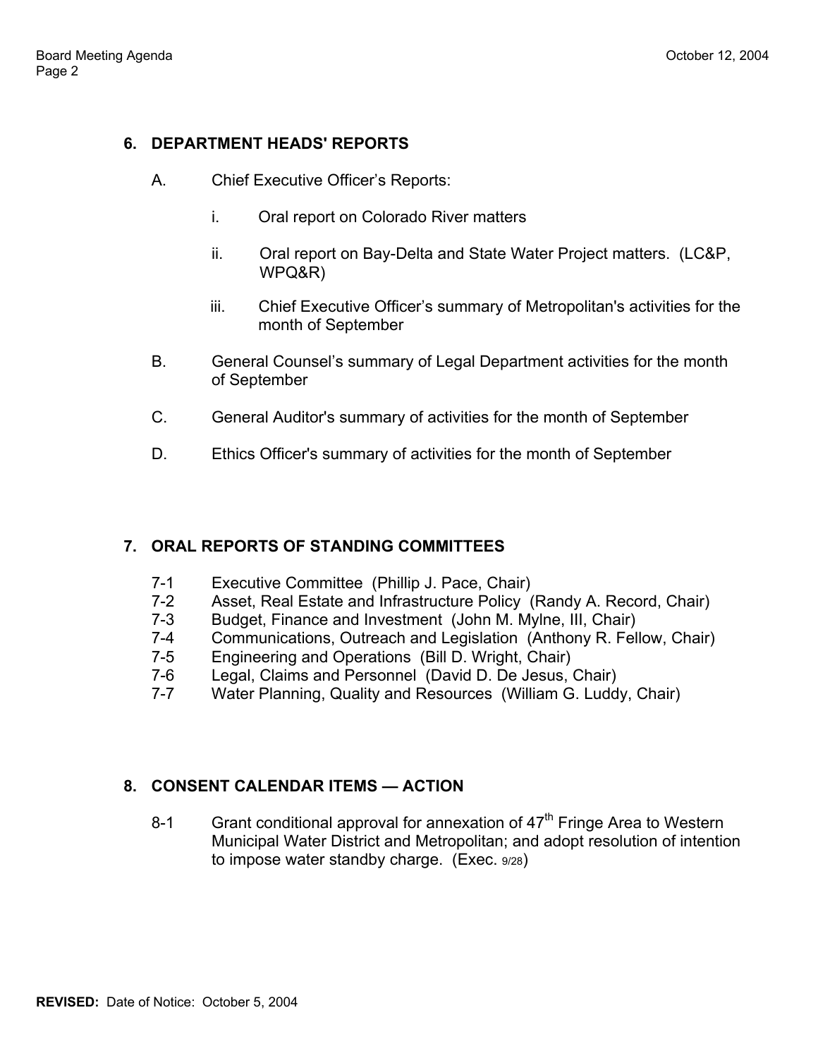## 6. DEPARTMENT HEADS' REPORTS

A. Chief Executive Officer's Reports:

   i. Oral report on Colorado River matters

   ii. Oral report on Bay-Delta and State Water Project matters. (LC&P, WPQ&R)

   iii. Chief Executive Officer's summary of Metropolitan's activities for the month of September

B. General Counsel's summary of Legal Department activities for the month of September

C. General Auditor's summary of activities for the month of September

D. Ethics Officer's summary of activities for the month of September

## 7. ORAL REPORTS OF STANDING COMMITTEES

7-1 Executive Committee (Phillip J. Pace, Chair)
7-2 Asset, Real Estate and Infrastructure Policy (Randy A. Record, Chair)
7-3 Budget, Finance and Investment (John M. Mylne, III, Chair)
7-4 Communications, Outreach and Legislation (Anthony R. Fellow, Chair)
7-5 Engineering and Operations (Bill D. Wright, Chair)
7-6 Legal, Claims and Personnel (David D. De Jesus, Chair)
7-7 Water Planning, Quality and Resources (William G. Luddy, Chair)

## 8. CONSENT CALENDAR ITEMS — ACTION

8-1 Grant conditional approval for annexation of 47th Fringe Area to Western Municipal Water District and Metropolitan; and adopt resolution of intention to impose water standby charge. (Exec. 9/28)

**REVISED:** Date of Notice: October 5, 2004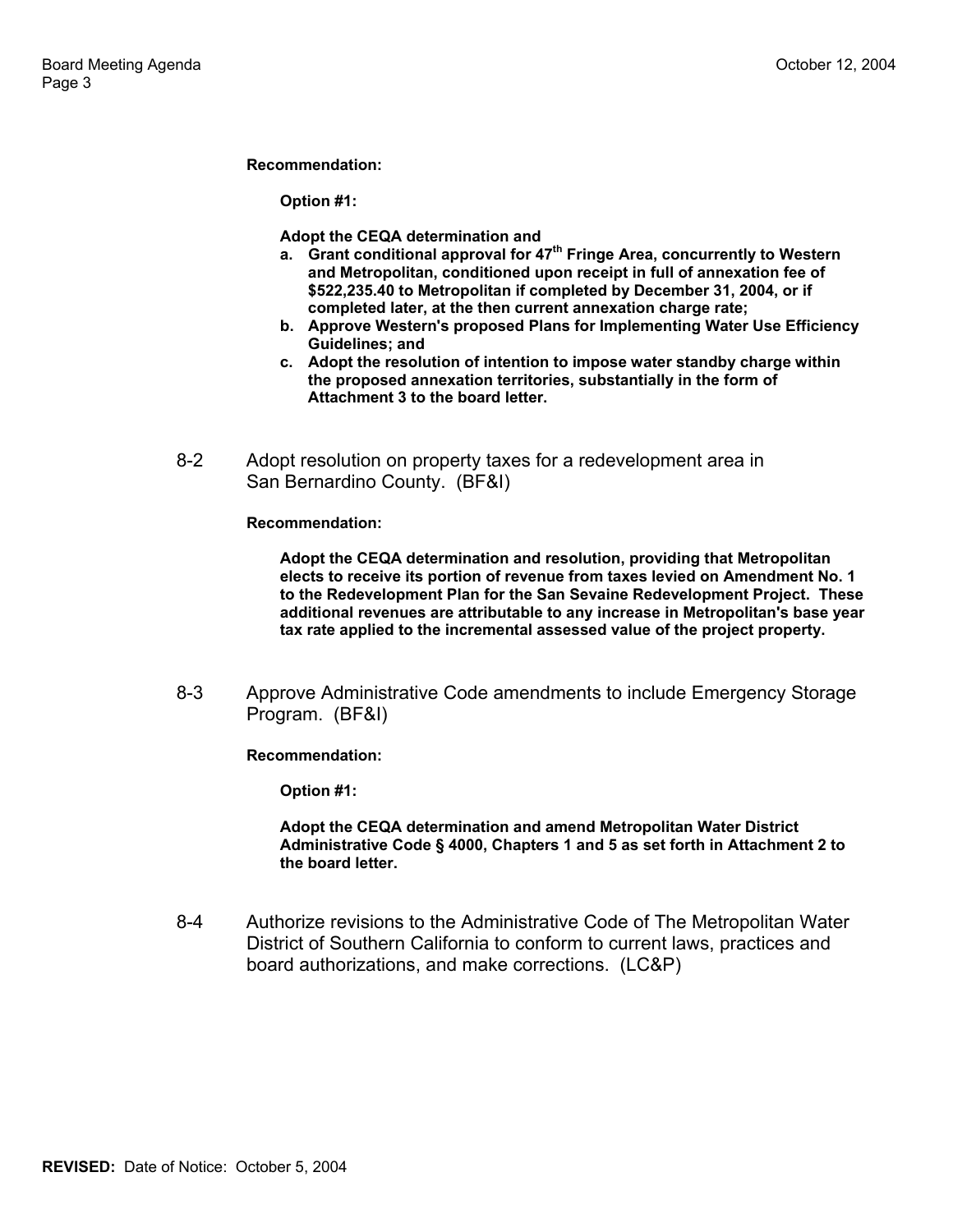**Recommendation:**

**Option #1:**

**Adopt the CEQA determination and**

- **a. Grant conditional approval for 47th Fringe Area, concurrently to Western and Metropolitan, conditioned upon receipt in full of annexation fee of $522,235.40 to Metropolitan if completed by December 31, 2004, or if completed later, at the then current annexation charge rate;**
- **b. Approve Western's proposed Plans for Implementing Water Use Efficiency Guidelines; and**
- **c. Adopt the resolution of intention to impose water standby charge within the proposed annexation territories, substantially in the form of Attachment 3 to the board letter.**

8-2 Adopt resolution on property taxes for a redevelopment area in San Bernardino County. (BF&I)

**Recommendation:**

**Adopt the CEQA determination and resolution, providing that Metropolitan elects to receive its portion of revenue from taxes levied on Amendment No. 1 to the Redevelopment Plan for the San Sevaine Redevelopment Project. These additional revenues are attributable to any increase in Metropolitan's base year tax rate applied to the incremental assessed value of the project property.**

8-3 Approve Administrative Code amendments to include Emergency Storage Program. (BF&I)

**Recommendation:**

**Option #1:**

**Adopt the CEQA determination and amend Metropolitan Water District Administrative Code § 4000, Chapters 1 and 5 as set forth in Attachment 2 to the board letter.**

8-4 Authorize revisions to the Administrative Code of The Metropolitan Water District of Southern California to conform to current laws, practices and board authorizations, and make corrections. (LC&P)

**REVISED:** Date of Notice: October 5, 2004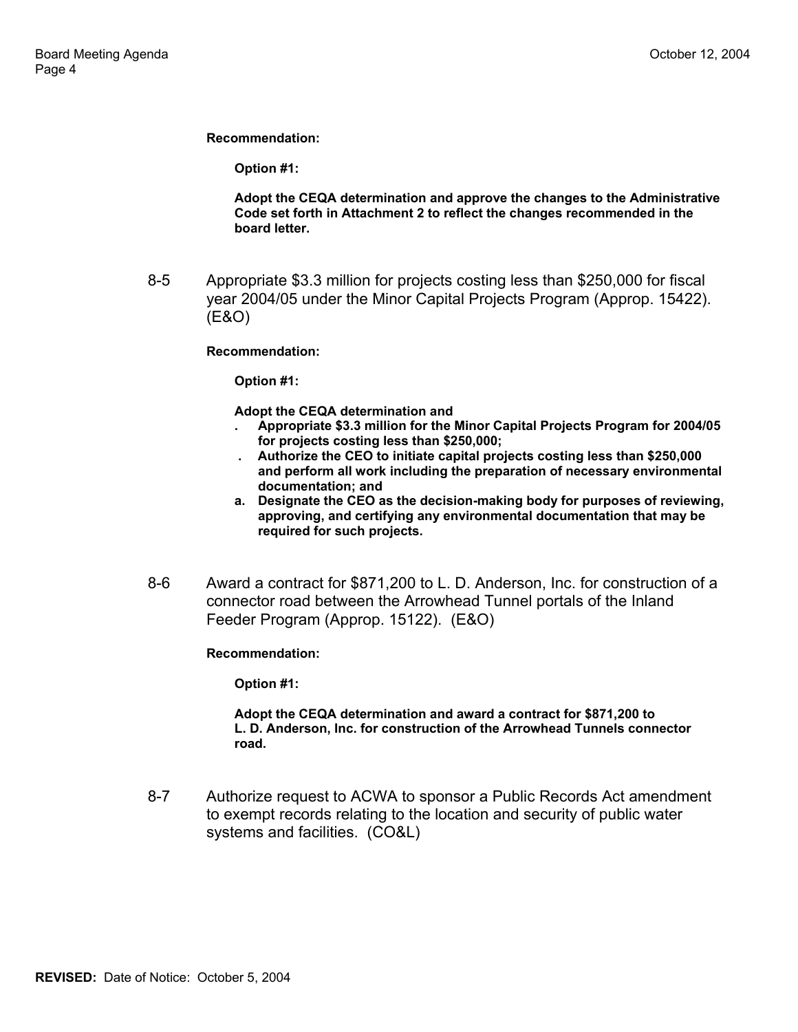**Recommendation:**

**Option #1:**

**Adopt the CEQA determination and approve the changes to the Administrative Code set forth in Attachment 2 to reflect the changes recommended in the board letter.**

8-5 Appropriate $3.3 million for projects costing less than $250,000 for fiscal year 2004/05 under the Minor Capital Projects Program (Approp. 15422). (E&O)

**Recommendation:**

**Option #1:**

**Adopt the CEQA determination and**

**. Appropriate $3.3 million for the Minor Capital Projects Program for 2004/05 for projects costing less than $250,000;**

**. Authorize the CEO to initiate capital projects costing less than $250,000 and perform all work including the preparation of necessary environmental documentation; and**

**a. Designate the CEO as the decision-making body for purposes of reviewing, approving, and certifying any environmental documentation that may be required for such projects.**

8-6 Award a contract for $871,200 to L. D. Anderson, Inc. for construction of a connector road between the Arrowhead Tunnel portals of the Inland Feeder Program (Approp. 15122). (E&O)

**Recommendation:**

**Option #1:**

**Adopt the CEQA determination and award a contract for $871,200 to L. D. Anderson, Inc. for construction of the Arrowhead Tunnels connector road.**

8-7 Authorize request to ACWA to sponsor a Public Records Act amendment to exempt records relating to the location and security of public water systems and facilities. (CO&L)

**REVISED:** Date of Notice: October 5, 2004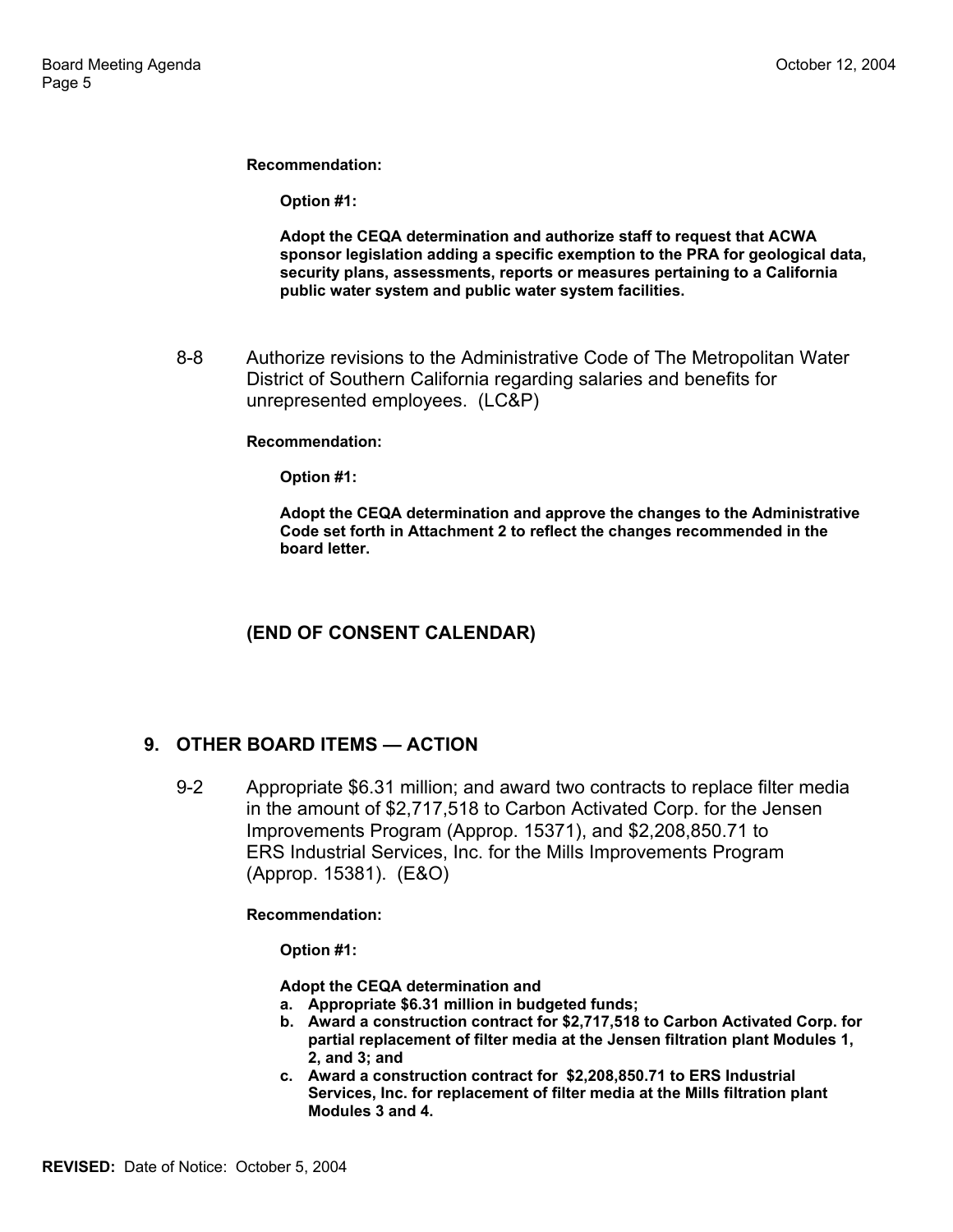**Recommendation:**

**Option #1:**

**Adopt the CEQA determination and authorize staff to request that ACWA sponsor legislation adding a specific exemption to the PRA for geological data, security plans, assessments, reports or measures pertaining to a California public water system and public water system facilities.**

8-8 Authorize revisions to the Administrative Code of The Metropolitan Water District of Southern California regarding salaries and benefits for unrepresented employees. (LC&P)

**Recommendation:**

**Option #1:**

**Adopt the CEQA determination and approve the changes to the Administrative Code set forth in Attachment 2 to reflect the changes recommended in the board letter.**

**(END OF CONSENT CALENDAR)**

## 9. OTHER BOARD ITEMS — ACTION

9-2 Appropriate $6.31 million; and award two contracts to replace filter media in the amount of $2,717,518 to Carbon Activated Corp. for the Jensen Improvements Program (Approp. 15371), and $2,208,850.71 to ERS Industrial Services, Inc. for the Mills Improvements Program (Approp. 15381). (E&O)

**Recommendation:**

**Option #1:**

**Adopt the CEQA determination and**

**a. Appropriate $6.31 million in budgeted funds;**
**b. Award a construction contract for $2,717,518 to Carbon Activated Corp. for partial replacement of filter media at the Jensen filtration plant Modules 1, 2, and 3; and**
**c. Award a construction contract for $2,208,850.71 to ERS Industrial Services, Inc. for replacement of filter media at the Mills filtration plant Modules 3 and 4.**

**REVISED:** Date of Notice: October 5, 2004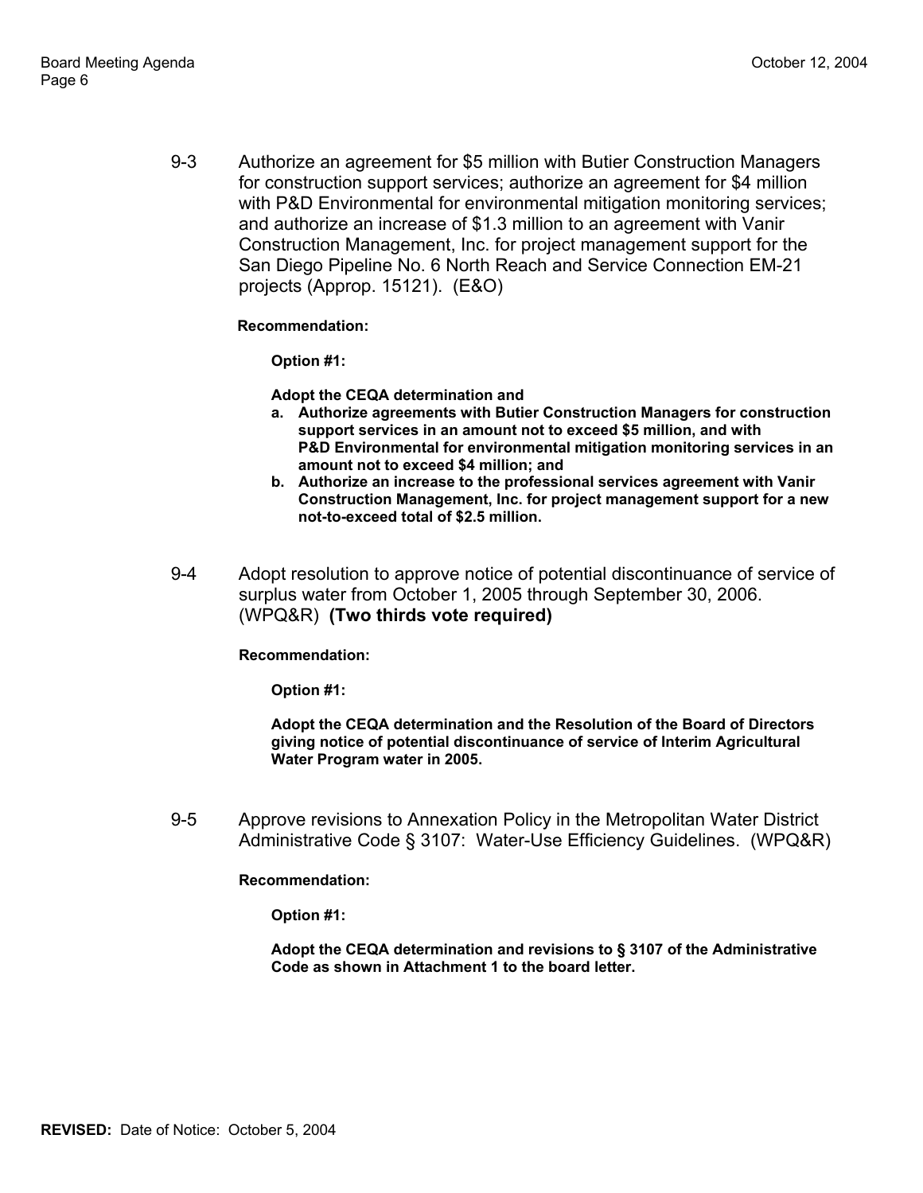9-3 Authorize an agreement for $5 million with Butier Construction Managers for construction support services; authorize an agreement for $4 million with P&D Environmental for environmental mitigation monitoring services; and authorize an increase of $1.3 million to an agreement with Vanir Construction Management, Inc. for project management support for the San Diego Pipeline No. 6 North Reach and Service Connection EM-21 projects (Approp. 15121). (E&O)

**Recommendation:**

**Option #1:**

**Adopt the CEQA determination and**

**a. Authorize agreements with Butier Construction Managers for construction support services in an amount not to exceed $5 million, and with P&D Environmental for environmental mitigation monitoring services in an amount not to exceed $4 million; and**

**b. Authorize an increase to the professional services agreement with Vanir Construction Management, Inc. for project management support for a new not-to-exceed total of $2.5 million.**

9-4 Adopt resolution to approve notice of potential discontinuance of service of surplus water from October 1, 2005 through September 30, 2006. (WPQ&R) **(Two thirds vote required)**

**Recommendation:**

**Option #1:**

**Adopt the CEQA determination and the Resolution of the Board of Directors giving notice of potential discontinuance of service of Interim Agricultural Water Program water in 2005.**

9-5 Approve revisions to Annexation Policy in the Metropolitan Water District Administrative Code § 3107: Water-Use Efficiency Guidelines. (WPQ&R)

**Recommendation:**

**Option #1:**

**Adopt the CEQA determination and revisions to § 3107 of the Administrative Code as shown in Attachment 1 to the board letter.**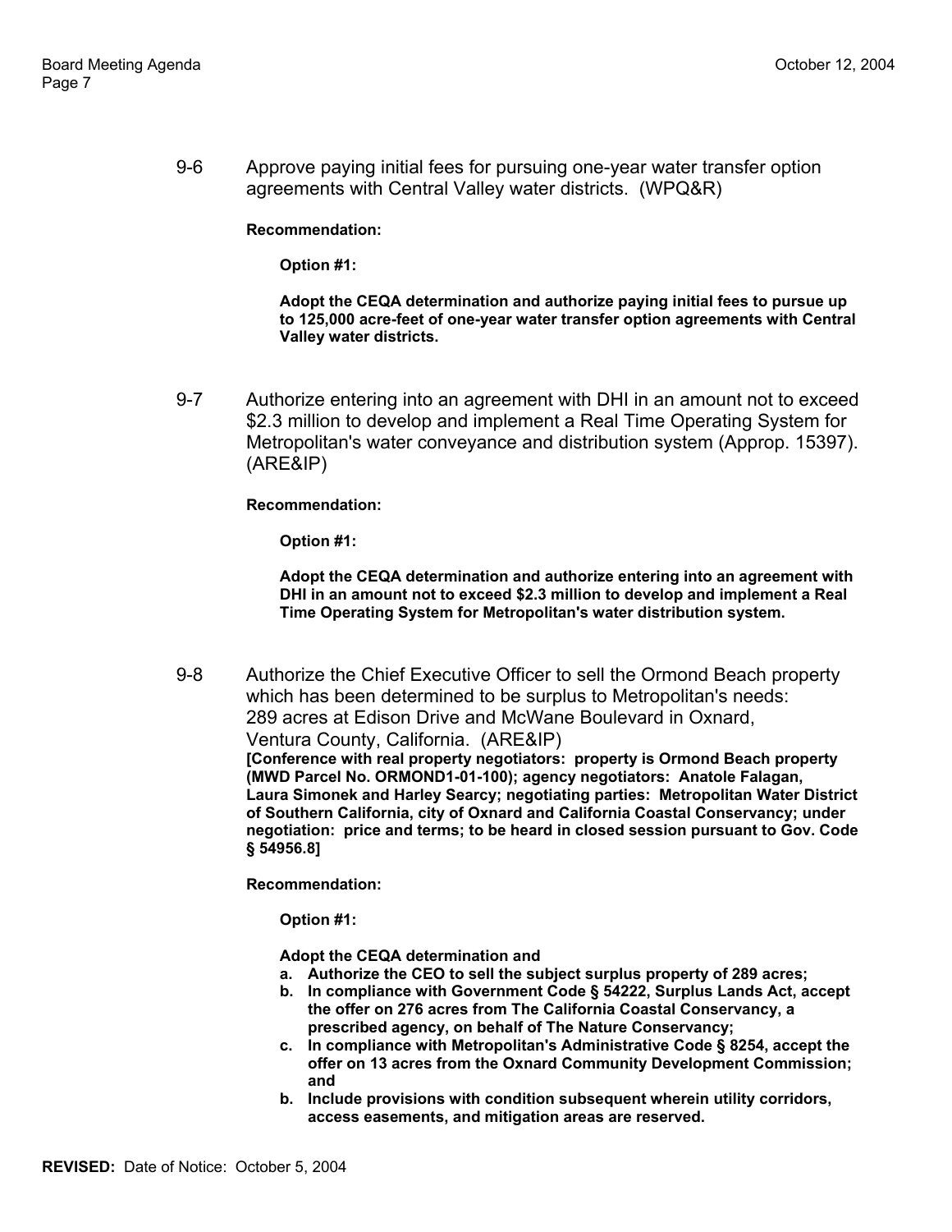9-6 Approve paying initial fees for pursuing one-year water transfer option agreements with Central Valley water districts. (WPQ&R)

**Recommendation:**

**Option #1:**

**Adopt the CEQA determination and authorize paying initial fees to pursue up to 125,000 acre-feet of one-year water transfer option agreements with Central Valley water districts.**

9-7 Authorize entering into an agreement with DHI in an amount not to exceed $2.3 million to develop and implement a Real Time Operating System for Metropolitan's water conveyance and distribution system (Approp. 15397). (ARE&IP)

**Recommendation:**

**Option #1:**

**Adopt the CEQA determination and authorize entering into an agreement with DHI in an amount not to exceed $2.3 million to develop and implement a Real Time Operating System for Metropolitan's water distribution system.**

9-8 Authorize the Chief Executive Officer to sell the Ormond Beach property which has been determined to be surplus to Metropolitan's needs: 289 acres at Edison Drive and McWane Boulevard in Oxnard, Ventura County, California. (ARE&IP)
**[Conference with real property negotiators: property is Ormond Beach property (MWD Parcel No. ORMOND1-01-100); agency negotiators: Anatole Falagan, Laura Simonek and Harley Searcy; negotiating parties: Metropolitan Water District of Southern California, city of Oxnard and California Coastal Conservancy; under negotiation: price and terms; to be heard in closed session pursuant to Gov. Code § 54956.8]**

**Recommendation:**

**Option #1:**

**Adopt the CEQA determination and**

- **a. Authorize the CEO to sell the subject surplus property of 289 acres;**
- **b. In compliance with Government Code § 54222, Surplus Lands Act, accept the offer on 276 acres from The California Coastal Conservancy, a prescribed agency, on behalf of The Nature Conservancy;**
- **c. In compliance with Metropolitan's Administrative Code § 8254, accept the offer on 13 acres from the Oxnard Community Development Commission; and**
- **b. Include provisions with condition subsequent wherein utility corridors, access easements, and mitigation areas are reserved.**

**REVISED:** Date of Notice: October 5, 2004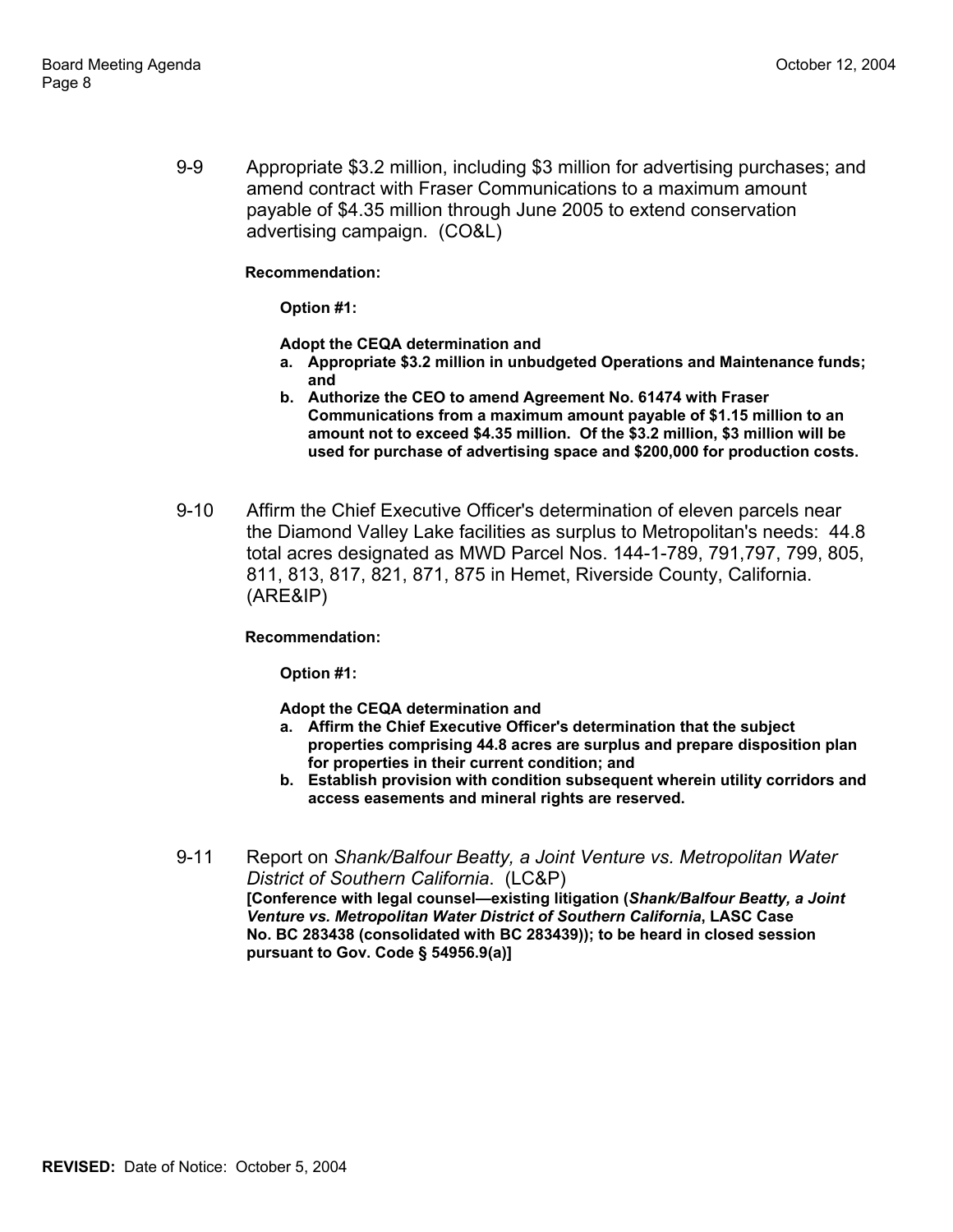9-9 Appropriate \$3.2 million, including \$3 million for advertising purchases; and amend contract with Fraser Communications to a maximum amount payable of \$4.35 million through June 2005 to extend conservation advertising campaign. (CO&L)

**Recommendation:**

**Option #1:**

**Adopt the CEQA determination and**

- **a. Appropriate \$3.2 million in unbudgeted Operations and Maintenance funds; and**
- **b. Authorize the CEO to amend Agreement No. 61474 with Fraser Communications from a maximum amount payable of \$1.15 million to an amount not to exceed \$4.35 million. Of the \$3.2 million, \$3 million will be used for purchase of advertising space and \$200,000 for production costs.**

9-10 Affirm the Chief Executive Officer's determination of eleven parcels near the Diamond Valley Lake facilities as surplus to Metropolitan's needs: 44.8 total acres designated as MWD Parcel Nos. 144-1-789, 791,797, 799, 805, 811, 813, 817, 821, 871, 875 in Hemet, Riverside County, California. (ARE&IP)

**Recommendation:**

**Option #1:**

**Adopt the CEQA determination and**

- **a. Affirm the Chief Executive Officer's determination that the subject properties comprising 44.8 acres are surplus and prepare disposition plan for properties in their current condition; and**
- **b. Establish provision with condition subsequent wherein utility corridors and access easements and mineral rights are reserved.**

9-11 Report on *Shank/Balfour Beatty, a Joint Venture vs. Metropolitan Water District of Southern California*. (LC&P)
**[Conference with legal counsel—existing litigation (*Shank/Balfour Beatty, a Joint Venture vs. Metropolitan Water District of Southern California*, LASC Case No. BC 283438 (consolidated with BC 283439)); to be heard in closed session pursuant to Gov. Code § 54956.9(a)]**

**REVISED:** Date of Notice: October 5, 2004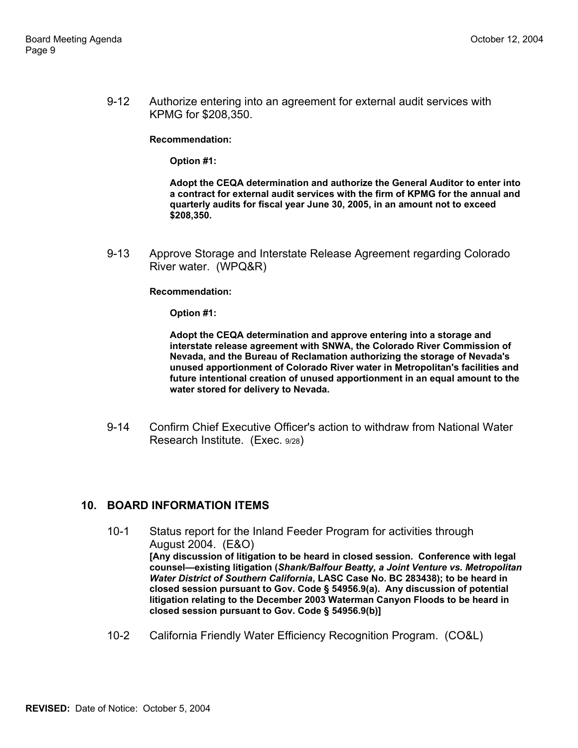9-12 Authorize entering into an agreement for external audit services with KPMG for $208,350.

**Recommendation:**

**Option #1:**

**Adopt the CEQA determination and authorize the General Auditor to enter into a contract for external audit services with the firm of KPMG for the annual and quarterly audits for fiscal year June 30, 2005, in an amount not to exceed $208,350.**

9-13 Approve Storage and Interstate Release Agreement regarding Colorado River water. (WPQ&R)

**Recommendation:**

**Option #1:**

**Adopt the CEQA determination and approve entering into a storage and interstate release agreement with SNWA, the Colorado River Commission of Nevada, and the Bureau of Reclamation authorizing the storage of Nevada's unused apportionment of Colorado River water in Metropolitan's facilities and future intentional creation of unused apportionment in an equal amount to the water stored for delivery to Nevada.**

9-14 Confirm Chief Executive Officer's action to withdraw from National Water Research Institute. (Exec. 9/28)

## 10. BOARD INFORMATION ITEMS

10-1 Status report for the Inland Feeder Program for activities through August 2004. (E&O)
**[Any discussion of litigation to be heard in closed session. Conference with legal counsel—existing litigation (*Shank/Balfour Beatty, a Joint Venture vs. Metropolitan Water District of Southern California*, LASC Case No. BC 283438); to be heard in closed session pursuant to Gov. Code § 54956.9(a). Any discussion of potential litigation relating to the December 2003 Waterman Canyon Floods to be heard in closed session pursuant to Gov. Code § 54956.9(b)]**

10-2 California Friendly Water Efficiency Recognition Program. (CO&L)

**REVISED:** Date of Notice: October 5, 2004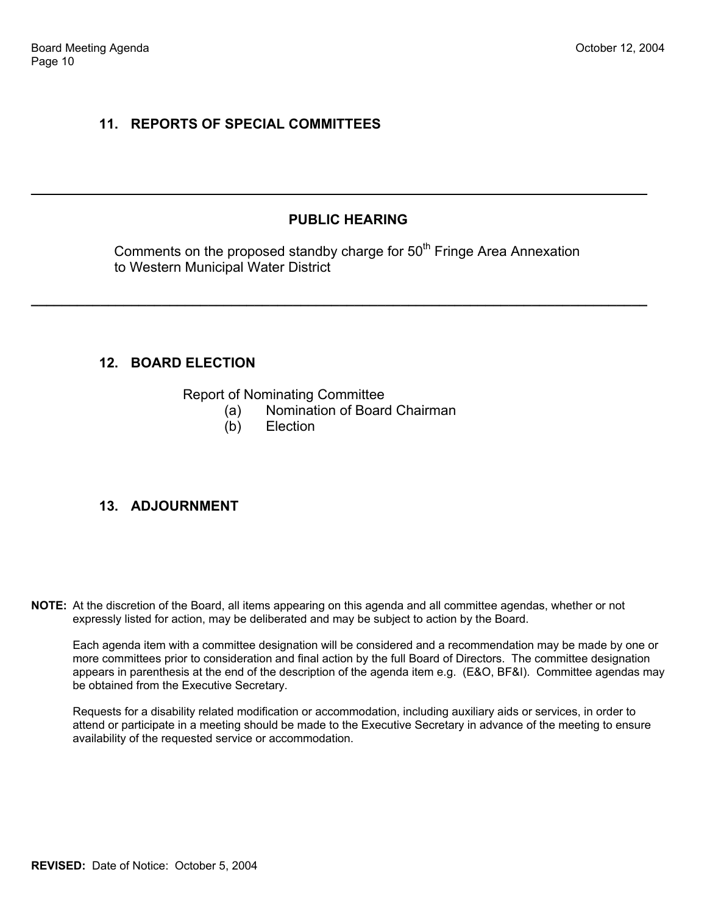## 11. REPORTS OF SPECIAL COMMITTEES

---

**PUBLIC HEARING**

Comments on the proposed standby charge for 50th Fringe Area Annexation to Western Municipal Water District

---

## 12. BOARD ELECTION

Report of Nominating Committee

- (a) Nomination of Board Chairman
- (b) Election

## 13. ADJOURNMENT

**NOTE:** At the discretion of the Board, all items appearing on this agenda and all committee agendas, whether or not expressly listed for action, may be deliberated and may be subject to action by the Board.

Each agenda item with a committee designation will be considered and a recommendation may be made by one or more committees prior to consideration and final action by the full Board of Directors. The committee designation appears in parenthesis at the end of the description of the agenda item e.g. (E&O, BF&I). Committee agendas may be obtained from the Executive Secretary.

Requests for a disability related modification or accommodation, including auxiliary aids or services, in order to attend or participate in a meeting should be made to the Executive Secretary in advance of the meeting to ensure availability of the requested service or accommodation.

**REVISED:** Date of Notice: October 5, 2004